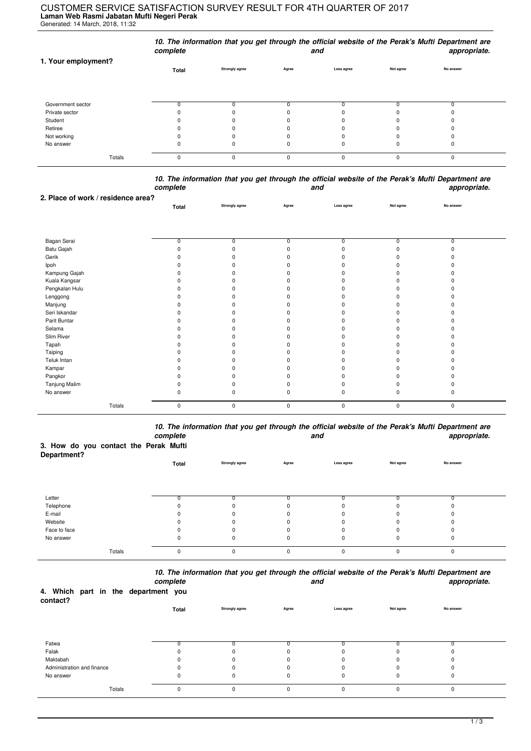# CUSTOMER SERVICE SATISFACTION SURVEY RESULT FOR 4TH QUARTER OF 2017

**Laman Web Rasmi Jabatan Mufti Negeri Perak**

Generated: 14 March, 2018, 11:32

***10. The information that you get through the official website of the Perak's Mufti Department are complete and appropriate.***

| 1. Your employment? | Total | Strongly agree | Agree | Less agree | Not agree | No answer |
|---|---|---|---|---|---|---|
| Government sector | 0 | 0 | 0 | 0 | 0 | 0 |
| Private sector | 0 | 0 | 0 | 0 | 0 | 0 |
| Student | 0 | 0 | 0 | 0 | 0 | 0 |
| Retiree | 0 | 0 | 0 | 0 | 0 | 0 |
| Not working | 0 | 0 | 0 | 0 | 0 | 0 |
| No answer | 0 | 0 | 0 | 0 | 0 | 0 |
| Totals | 0 | 0 | 0 | 0 | 0 | 0 |

***10. The information that you get through the official website of the Perak's Mufti Department are complete and appropriate.***

| 2. Place of work / residence area? | Total | Strongly agree | Agree | Less agree | Not agree | No answer |
|---|---|---|---|---|---|---|
| Bagan Serai | 0 | 0 | 0 | 0 | 0 | 0 |
| Batu Gajah | 0 | 0 | 0 | 0 | 0 | 0 |
| Gerik | 0 | 0 | 0 | 0 | 0 | 0 |
| Ipoh | 0 | 0 | 0 | 0 | 0 | 0 |
| Kampung Gajah | 0 | 0 | 0 | 0 | 0 | 0 |
| Kuala Kangsar | 0 | 0 | 0 | 0 | 0 | 0 |
| Pengkalan Hulu | 0 | 0 | 0 | 0 | 0 | 0 |
| Lenggong | 0 | 0 | 0 | 0 | 0 | 0 |
| Manjung | 0 | 0 | 0 | 0 | 0 | 0 |
| Seri Iskandar | 0 | 0 | 0 | 0 | 0 | 0 |
| Parit Buntar | 0 | 0 | 0 | 0 | 0 | 0 |
| Selama | 0 | 0 | 0 | 0 | 0 | 0 |
| Slim River | 0 | 0 | 0 | 0 | 0 | 0 |
| Tapah | 0 | 0 | 0 | 0 | 0 | 0 |
| Taiping | 0 | 0 | 0 | 0 | 0 | 0 |
| Teluk Intan | 0 | 0 | 0 | 0 | 0 | 0 |
| Kampar | 0 | 0 | 0 | 0 | 0 | 0 |
| Pangkor | 0 | 0 | 0 | 0 | 0 | 0 |
| Tanjung Malim | 0 | 0 | 0 | 0 | 0 | 0 |
| No answer | 0 | 0 | 0 | 0 | 0 | 0 |
| Totals | 0 | 0 | 0 | 0 | 0 | 0 |

***10. The information that you get through the official website of the Perak's Mufti Department are complete and appropriate.***

| 3. How do you contact the Perak Mufti Department? | Total | Strongly agree | Agree | Less agree | Not agree | No answer |
|---|---|---|---|---|---|---|
| Letter | 0 | 0 | 0 | 0 | 0 | 0 |
| Telephone | 0 | 0 | 0 | 0 | 0 | 0 |
| E-mail | 0 | 0 | 0 | 0 | 0 | 0 |
| Website | 0 | 0 | 0 | 0 | 0 | 0 |
| Face to face | 0 | 0 | 0 | 0 | 0 | 0 |
| No answer | 0 | 0 | 0 | 0 | 0 | 0 |
| Totals | 0 | 0 | 0 | 0 | 0 | 0 |

***10. The information that you get through the official website of the Perak's Mufti Department are complete and appropriate.***

| 4. Which part in the department you contact? | Total | Strongly agree | Agree | Less agree | Not agree | No answer |
|---|---|---|---|---|---|---|
| Fatwa | 0 | 0 | 0 | 0 | 0 | 0 |
| Falak | 0 | 0 | 0 | 0 | 0 | 0 |
| Maktabah | 0 | 0 | 0 | 0 | 0 | 0 |
| Administration and finance | 0 | 0 | 0 | 0 | 0 | 0 |
| No answer | 0 | 0 | 0 | 0 | 0 | 0 |
| Totals | 0 | 0 | 0 | 0 | 0 | 0 |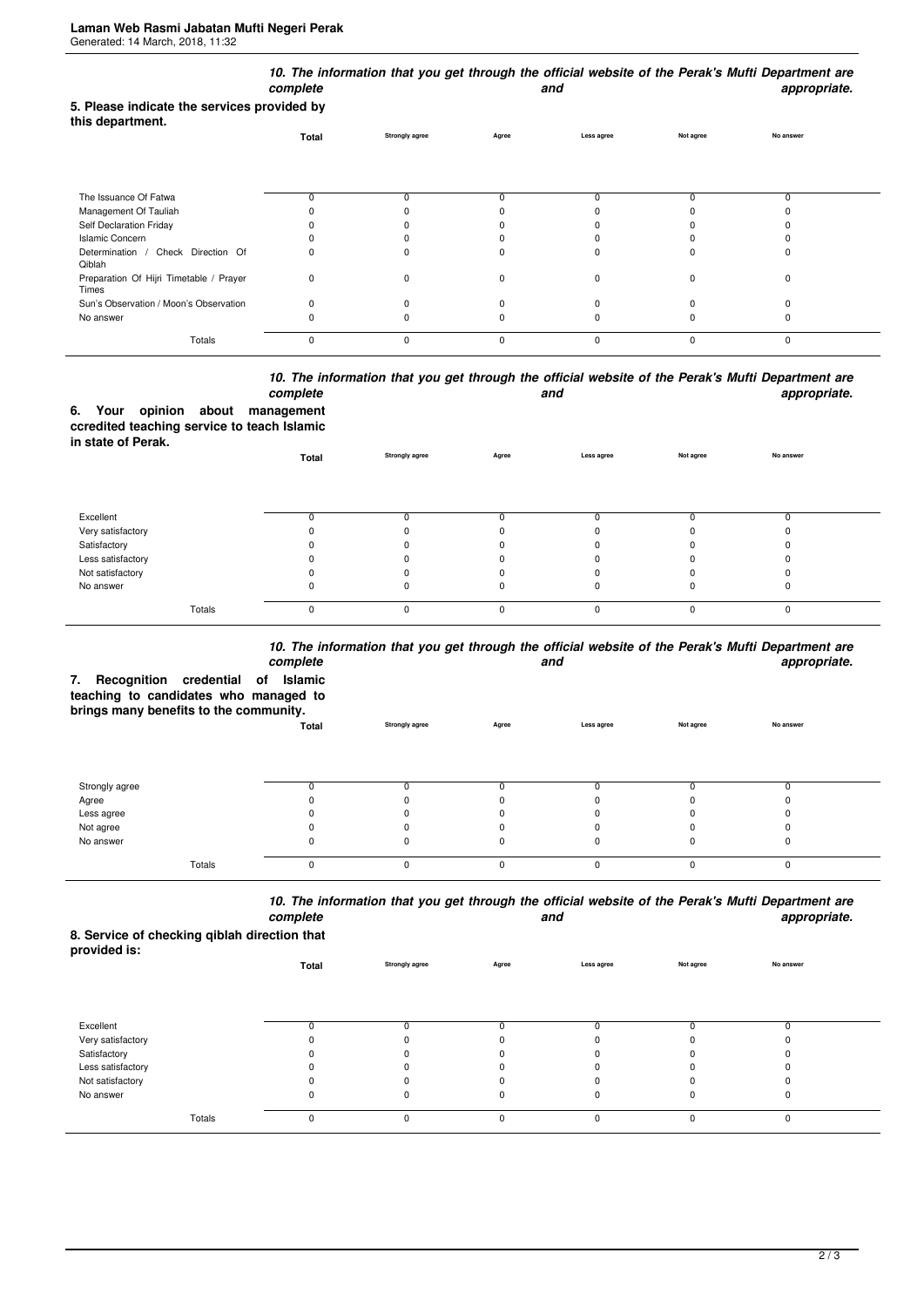**5. Please indicate the services provided by this department.**

| | Total | 10. The information that you get through the official website of the Perak's Mufti Department are complete and appropriate. | | | | |
|---|---|---|---|---|---|---|
| | | Strongly agree | Agree | Less agree | Not agree | No answer |
| The Issuance Of Fatwa | 0 | 0 | 0 | 0 | 0 | 0 |
| Management Of Tauliah | 0 | 0 | 0 | 0 | 0 | 0 |
| Self Declaration Friday | 0 | 0 | 0 | 0 | 0 | 0 |
| Islamic Concern | 0 | 0 | 0 | 0 | 0 | 0 |
| Determination / Check Direction Of Qiblah | 0 | 0 | 0 | 0 | 0 | 0 |
| Preparation Of Hijri Timetable / Prayer Times | 0 | 0 | 0 | 0 | 0 | 0 |
| Sun's Observation / Moon's Observation | 0 | 0 | 0 | 0 | 0 | 0 |
| No answer | 0 | 0 | 0 | 0 | 0 | 0 |
| Totals | 0 | 0 | 0 | 0 | 0 | 0 |

**6. Your opinion about management ccredited teaching service to teach Islamic in state of Perak.**

| | Total | 10. The information that you get through the official website of the Perak's Mufti Department are complete and appropriate. | | | | |
|---|---|---|---|---|---|---|
| | | Strongly agree | Agree | Less agree | Not agree | No answer |
| Excellent | 0 | 0 | 0 | 0 | 0 | 0 |
| Very satisfactory | 0 | 0 | 0 | 0 | 0 | 0 |
| Satisfactory | 0 | 0 | 0 | 0 | 0 | 0 |
| Less satisfactory | 0 | 0 | 0 | 0 | 0 | 0 |
| Not satisfactory | 0 | 0 | 0 | 0 | 0 | 0 |
| No answer | 0 | 0 | 0 | 0 | 0 | 0 |
| Totals | 0 | 0 | 0 | 0 | 0 | 0 |

**7. Recognition credential of Islamic teaching to candidates who managed to brings many benefits to the community.**

| | Total | 10. The information that you get through the official website of the Perak's Mufti Department are complete and appropriate. | | | | |
|---|---|---|---|---|---|---|
| | | Strongly agree | Agree | Less agree | Not agree | No answer |
| Strongly agree | 0 | 0 | 0 | 0 | 0 | 0 |
| Agree | 0 | 0 | 0 | 0 | 0 | 0 |
| Less agree | 0 | 0 | 0 | 0 | 0 | 0 |
| Not agree | 0 | 0 | 0 | 0 | 0 | 0 |
| No answer | 0 | 0 | 0 | 0 | 0 | 0 |
| Totals | 0 | 0 | 0 | 0 | 0 | 0 |

**8. Service of checking qiblah direction that provided is:**

| | Total | 10. The information that you get through the official website of the Perak's Mufti Department are complete and appropriate. | | | | |
|---|---|---|---|---|---|---|
| | | Strongly agree | Agree | Less agree | Not agree | No answer |
| Excellent | 0 | 0 | 0 | 0 | 0 | 0 |
| Very satisfactory | 0 | 0 | 0 | 0 | 0 | 0 |
| Satisfactory | 0 | 0 | 0 | 0 | 0 | 0 |
| Less satisfactory | 0 | 0 | 0 | 0 | 0 | 0 |
| Not satisfactory | 0 | 0 | 0 | 0 | 0 | 0 |
| No answer | 0 | 0 | 0 | 0 | 0 | 0 |
| Totals | 0 | 0 | 0 | 0 | 0 | 0 |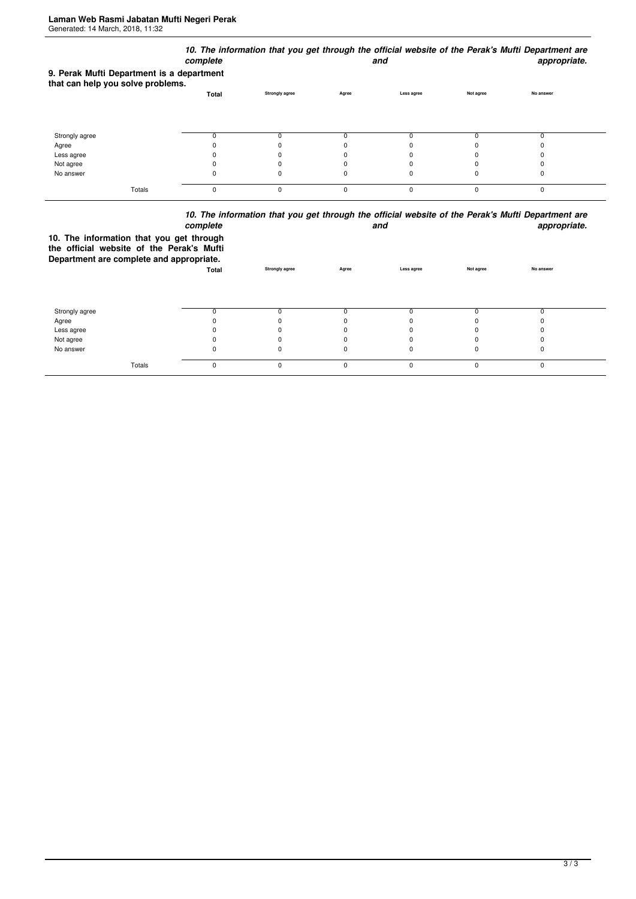## 9. Perak Mufti Department is a department that can help you solve problems.

| | *10. The information that you get through the official website of the Perak's Mufti Department are complete and appropriate.* | | | | | |
|---|---|---|---|---|---|---|
| | **Total** | **Strongly agree** | **Agree** | **Less agree** | **Not agree** | **No answer** |
| Strongly agree | 0 | 0 | 0 | 0 | 0 | 0 |
| Agree | 0 | 0 | 0 | 0 | 0 | 0 |
| Less agree | 0 | 0 | 0 | 0 | 0 | 0 |
| Not agree | 0 | 0 | 0 | 0 | 0 | 0 |
| No answer | 0 | 0 | 0 | 0 | 0 | 0 |
| Totals | 0 | 0 | 0 | 0 | 0 | 0 |

## 10. The information that you get through the official website of the Perak's Mufti Department are complete and appropriate.

| | *10. The information that you get through the official website of the Perak's Mufti Department are complete and appropriate.* | | | | | |
|---|---|---|---|---|---|---|
| | **Total** | **Strongly agree** | **Agree** | **Less agree** | **Not agree** | **No answer** |
| Strongly agree | 0 | 0 | 0 | 0 | 0 | 0 |
| Agree | 0 | 0 | 0 | 0 | 0 | 0 |
| Less agree | 0 | 0 | 0 | 0 | 0 | 0 |
| Not agree | 0 | 0 | 0 | 0 | 0 | 0 |
| No answer | 0 | 0 | 0 | 0 | 0 | 0 |
| Totals | 0 | 0 | 0 | 0 | 0 | 0 |